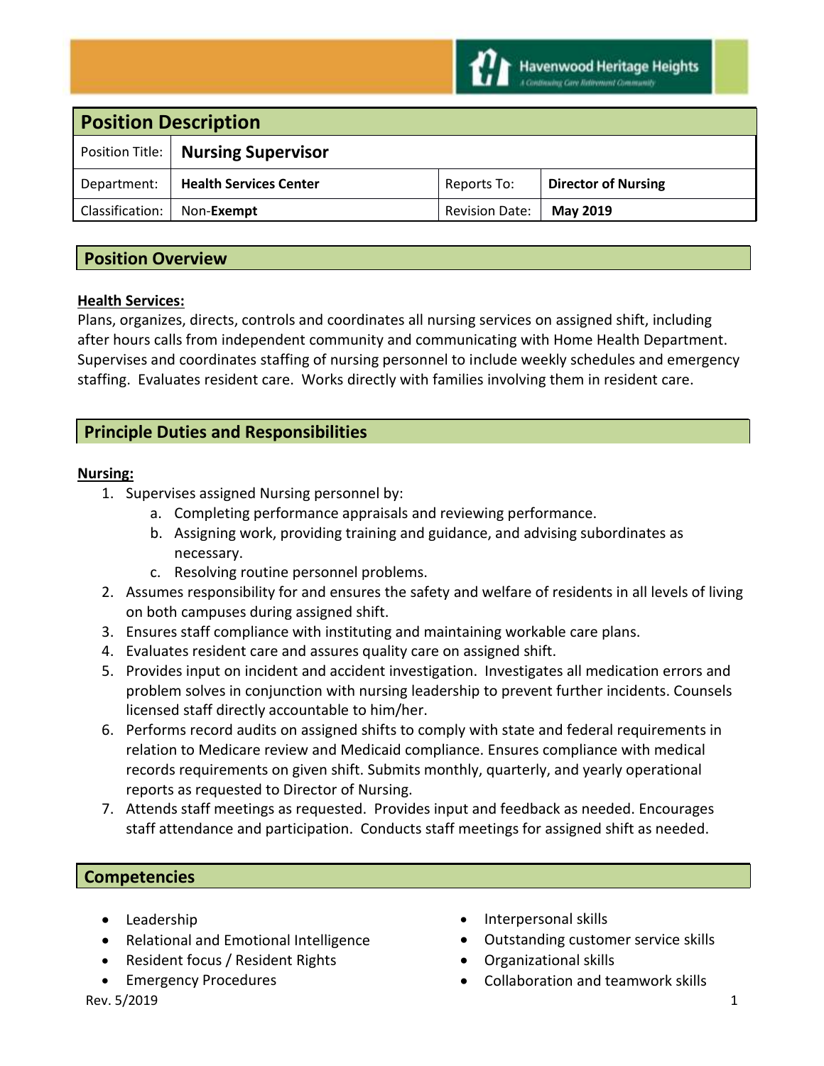Havenwood Heritage Heights
A Continuing Care Retirement Community

| Position Description | | | |
|---|---|---|---|
| Position Title: | **Nursing Supervisor** | | |
| Department: | **Health Services Center** | Reports To: | **Director of Nursing** |
| Classification: | Non-**Exempt** | Revision Date: | **May 2019** |

## Position Overview

**Health Services:**
Plans, organizes, directs, controls and coordinates all nursing services on assigned shift, including after hours calls from independent community and communicating with Home Health Department. Supervises and coordinates staffing of nursing personnel to include weekly schedules and emergency staffing. Evaluates resident care. Works directly with families involving them in resident care.

## Principle Duties and Responsibilities

**Nursing:**

1. Supervises assigned Nursing personnel by:
    a. Completing performance appraisals and reviewing performance.
    b. Assigning work, providing training and guidance, and advising subordinates as necessary.
    c. Resolving routine personnel problems.
2. Assumes responsibility for and ensures the safety and welfare of residents in all levels of living on both campuses during assigned shift.
3. Ensures staff compliance with instituting and maintaining workable care plans.
4. Evaluates resident care and assures quality care on assigned shift.
5. Provides input on incident and accident investigation. Investigates all medication errors and problem solves in conjunction with nursing leadership to prevent further incidents. Counsels licensed staff directly accountable to him/her.
6. Performs record audits on assigned shifts to comply with state and federal requirements in relation to Medicare review and Medicaid compliance. Ensures compliance with medical records requirements on given shift. Submits monthly, quarterly, and yearly operational reports as requested to Director of Nursing.
7. Attends staff meetings as requested. Provides input and feedback as needed. Encourages staff attendance and participation. Conducts staff meetings for assigned shift as needed.

## Competencies

- Leadership
- Relational and Emotional Intelligence
- Resident focus / Resident Rights
- Emergency Procedures
- Interpersonal skills
- Outstanding customer service skills
- Organizational skills
- Collaboration and teamwork skills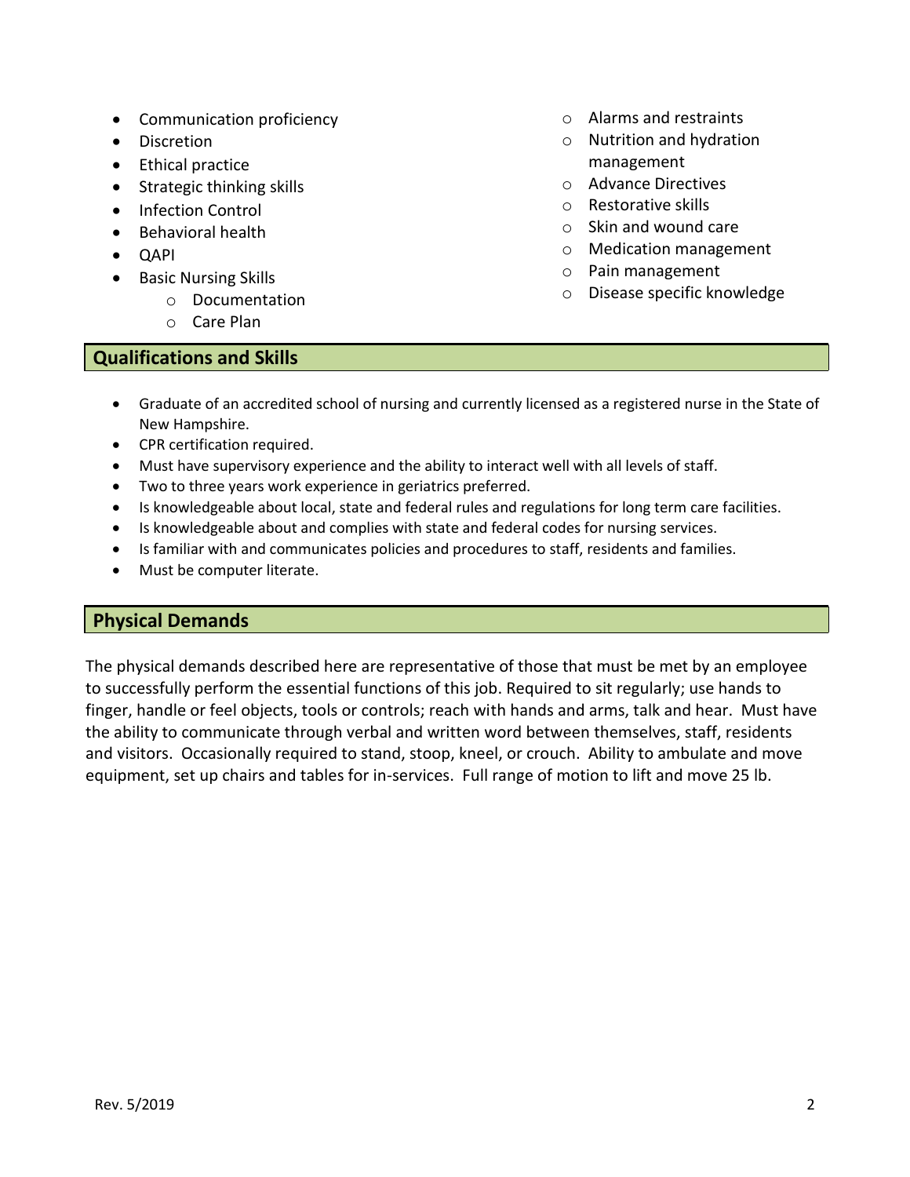- Communication proficiency
- Discretion
- Ethical practice
- Strategic thinking skills
- Infection Control
- Behavioral health
- QAPI
- Basic Nursing Skills
  - Documentation
  - Care Plan
  - Alarms and restraints
  - Nutrition and hydration management
  - Advance Directives
  - Restorative skills
  - Skin and wound care
  - Medication management
  - Pain management
  - Disease specific knowledge

## Qualifications and Skills

- Graduate of an accredited school of nursing and currently licensed as a registered nurse in the State of New Hampshire.
- CPR certification required.
- Must have supervisory experience and the ability to interact well with all levels of staff.
- Two to three years work experience in geriatrics preferred.
- Is knowledgeable about local, state and federal rules and regulations for long term care facilities.
- Is knowledgeable about and complies with state and federal codes for nursing services.
- Is familiar with and communicates policies and procedures to staff, residents and families.
- Must be computer literate.

## Physical Demands

The physical demands described here are representative of those that must be met by an employee to successfully perform the essential functions of this job. Required to sit regularly; use hands to finger, handle or feel objects, tools or controls; reach with hands and arms, talk and hear. Must have the ability to communicate through verbal and written word between themselves, staff, residents and visitors. Occasionally required to stand, stoop, kneel, or crouch. Ability to ambulate and move equipment, set up chairs and tables for in-services. Full range of motion to lift and move 25 lb.

Rev. 5/2019